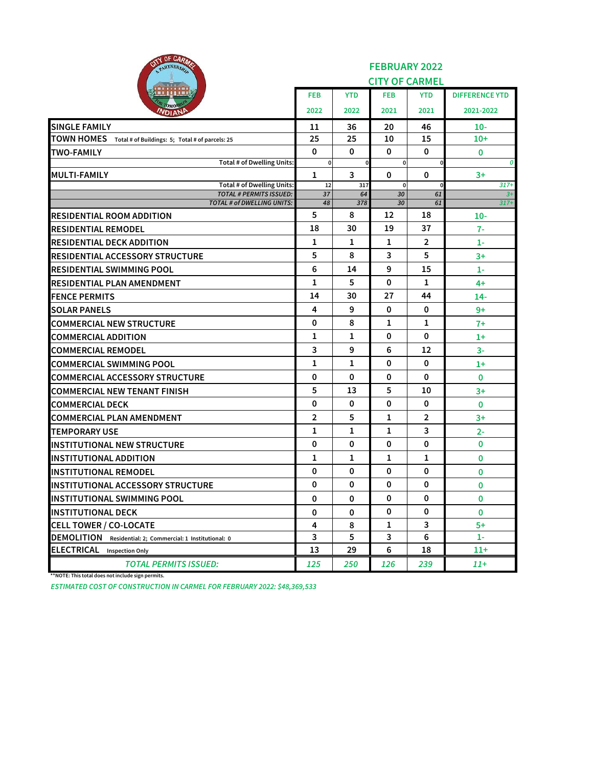# FEBRUARY 2022

## CITY OF CARMEL

| | FEB 2022 | YTD 2022 | FEB 2021 | YTD 2021 | DIFFERENCE YTD 2021-2022 |
|---|---|---|---|---|---|
| SINGLE FAMILY | 11 | 36 | 20 | 46 | 10- |
| TOWN HOMES Total # of Buildings: 5; Total # of parcels: 25 | 25 | 25 | 10 | 15 | 10+ |
| TWO-FAMILY | 0 | 0 | 0 | 0 | 0 |
| Total # of Dwelling Units: | 0 | 0 | 0 | 0 | 0 |
| MULTI-FAMILY | 1 | 3 | 0 | 0 | 3+ |
| Total # of Dwelling Units: | 12 | 317 | 0 | 0 | 317+ |
| *TOTAL # PERMITS ISSUED:* | *37* | *64* | *30* | *61* | *3+* |
| *TOTAL # of DWELLING UNITS:* | *48* | *378* | *30* | *61* | *317+* |
| RESIDENTIAL ROOM ADDITION | 5 | 8 | 12 | 18 | 10- |
| RESIDENTIAL REMODEL | 18 | 30 | 19 | 37 | 7- |
| RESIDENTIAL DECK ADDITION | 1 | 1 | 1 | 2 | 1- |
| RESIDENTIAL ACCESSORY STRUCTURE | 5 | 8 | 3 | 5 | 3+ |
| RESIDENTIAL SWIMMING POOL | 6 | 14 | 9 | 15 | 1- |
| RESIDENTIAL PLAN AMENDMENT | 1 | 5 | 0 | 1 | 4+ |
| FENCE PERMITS | 14 | 30 | 27 | 44 | 14- |
| SOLAR PANELS | 4 | 9 | 0 | 0 | 9+ |
| COMMERCIAL NEW STRUCTURE | 0 | 8 | 1 | 1 | 7+ |
| COMMERCIAL ADDITION | 1 | 1 | 0 | 0 | 1+ |
| COMMERCIAL REMODEL | 3 | 9 | 6 | 12 | 3- |
| COMMERCIAL SWIMMING POOL | 1 | 1 | 0 | 0 | 1+ |
| COMMERCIAL ACCESSORY STRUCTURE | 0 | 0 | 0 | 0 | 0 |
| COMMERCIAL NEW TENANT FINISH | 5 | 13 | 5 | 10 | 3+ |
| COMMERCIAL DECK | 0 | 0 | 0 | 0 | 0 |
| COMMERCIAL PLAN AMENDMENT | 2 | 5 | 1 | 2 | 3+ |
| TEMPORARY USE | 1 | 1 | 1 | 3 | 2- |
| INSTITUTIONAL NEW STRUCTURE | 0 | 0 | 0 | 0 | 0 |
| INSTITUTIONAL ADDITION | 1 | 1 | 1 | 1 | 0 |
| INSTITUTIONAL REMODEL | 0 | 0 | 0 | 0 | 0 |
| INSTITUTIONAL ACCESSORY STRUCTURE | 0 | 0 | 0 | 0 | 0 |
| INSTITUTIONAL SWIMMING POOL | 0 | 0 | 0 | 0 | 0 |
| INSTITUTIONAL DECK | 0 | 0 | 0 | 0 | 0 |
| CELL TOWER / CO-LOCATE | 4 | 8 | 1 | 3 | 5+ |
| DEMOLITION Residential: 2; Commercial: 1 Institutional: 0 | 3 | 5 | 3 | 6 | 1- |
| ELECTRICAL Inspection Only | 13 | 29 | 6 | 18 | 11+ |
| *TOTAL PERMITS ISSUED:* | *125* | *250* | *126* | *239* | *11+* |

**NOTE: This total does not include sign permits.

*ESTIMATED COST OF CONSTRUCTION IN CARMEL FOR FEBRUARY 2022: $48,369,533*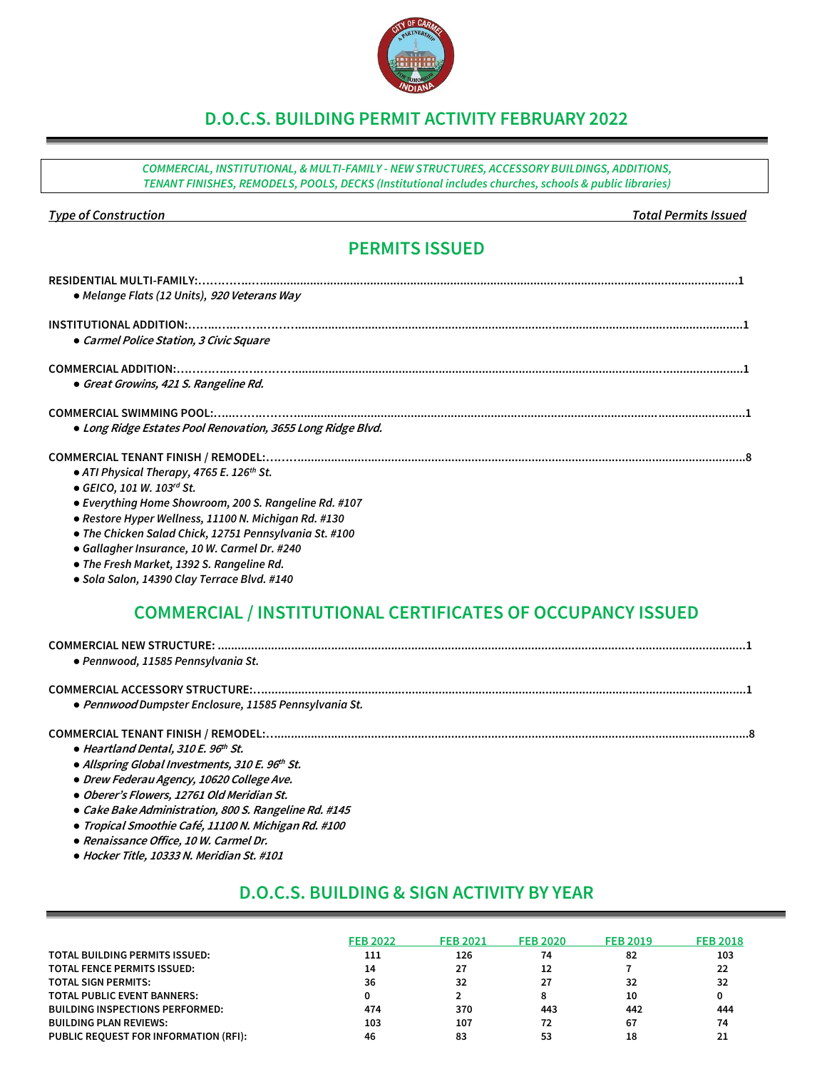# D.O.C.S. BUILDING PERMIT ACTIVITY FEBRUARY 2022

*COMMERCIAL, INSTITUTIONAL, & MULTI-FAMILY - NEW STRUCTURES, ACCESSORY BUILDINGS, ADDITIONS, TENANT FINISHES, REMODELS, POOLS, DECKS (Institutional includes churches, schools & public libraries)*

*Type of Construction* — *Total Permits Issued*

## PERMITS ISSUED

**RESIDENTIAL MULTI-FAMILY:** ........................................ **1**
- *Melange Flats (12 Units), 920 Veterans Way*

**INSTITUTIONAL ADDITION:** ........................................ **1**
- *Carmel Police Station, 3 Civic Square*

**COMMERCIAL ADDITION:** ........................................ **1**
- *Great Growins, 421 S. Rangeline Rd.*

**COMMERCIAL SWIMMING POOL:** ........................................ **1**
- *Long Ridge Estates Pool Renovation, 3655 Long Ridge Blvd.*

**COMMERCIAL TENANT FINISH / REMODEL:** ........................................ **8**
- *ATI Physical Therapy, 4765 E. 126th St.*
- *GEICO, 101 W. 103rd St.*
- *Everything Home Showroom, 200 S. Rangeline Rd. #107*
- *Restore Hyper Wellness, 11100 N. Michigan Rd. #130*
- *The Chicken Salad Chick, 12751 Pennsylvania St. #100*
- *Gallagher Insurance, 10 W. Carmel Dr. #240*
- *The Fresh Market, 1392 S. Rangeline Rd.*
- *Sola Salon, 14390 Clay Terrace Blvd. #140*

## COMMERCIAL / INSTITUTIONAL CERTIFICATES OF OCCUPANCY ISSUED

**COMMERCIAL NEW STRUCTURE:** ........................................ **1**
- *Pennwood, 11585 Pennsylvania St.*

**COMMERCIAL ACCESSORY STRUCTURE:** ........................................ **1**
- *Pennwood Dumpster Enclosure, 11585 Pennsylvania St.*

**COMMERCIAL TENANT FINISH / REMODEL:** ........................................ **8**
- *Heartland Dental, 310 E. 96th St.*
- *Allspring Global Investments, 310 E. 96th St.*
- *Drew Federau Agency, 10620 College Ave.*
- *Oberer's Flowers, 12761 Old Meridian St.*
- *Cake Bake Administration, 800 S. Rangeline Rd. #145*
- *Tropical Smoothie Café, 11100 N. Michigan Rd. #100*
- *Renaissance Office, 10 W. Carmel Dr.*
- *Hocker Title, 10333 N. Meridian St. #101*

## D.O.C.S. BUILDING & SIGN ACTIVITY BY YEAR

| | FEB 2022 | FEB 2021 | FEB 2020 | FEB 2019 | FEB 2018 |
|---|---|---|---|---|---|
| **TOTAL BUILDING PERMITS ISSUED:** | 111 | 126 | 74 | 82 | 103 |
| **TOTAL FENCE PERMITS ISSUED:** | 14 | 27 | 12 | 7 | 22 |
| **TOTAL SIGN PERMITS:** | 36 | 32 | 27 | 32 | 32 |
| **TOTAL PUBLIC EVENT BANNERS:** | 0 | 2 | 8 | 10 | 0 |
| **BUILDING INSPECTIONS PERFORMED:** | 474 | 370 | 443 | 442 | 444 |
| **BUILDING PLAN REVIEWS:** | 103 | 107 | 72 | 67 | 74 |
| **PUBLIC REQUEST FOR INFORMATION (RFI):** | 46 | 83 | 53 | 18 | 21 |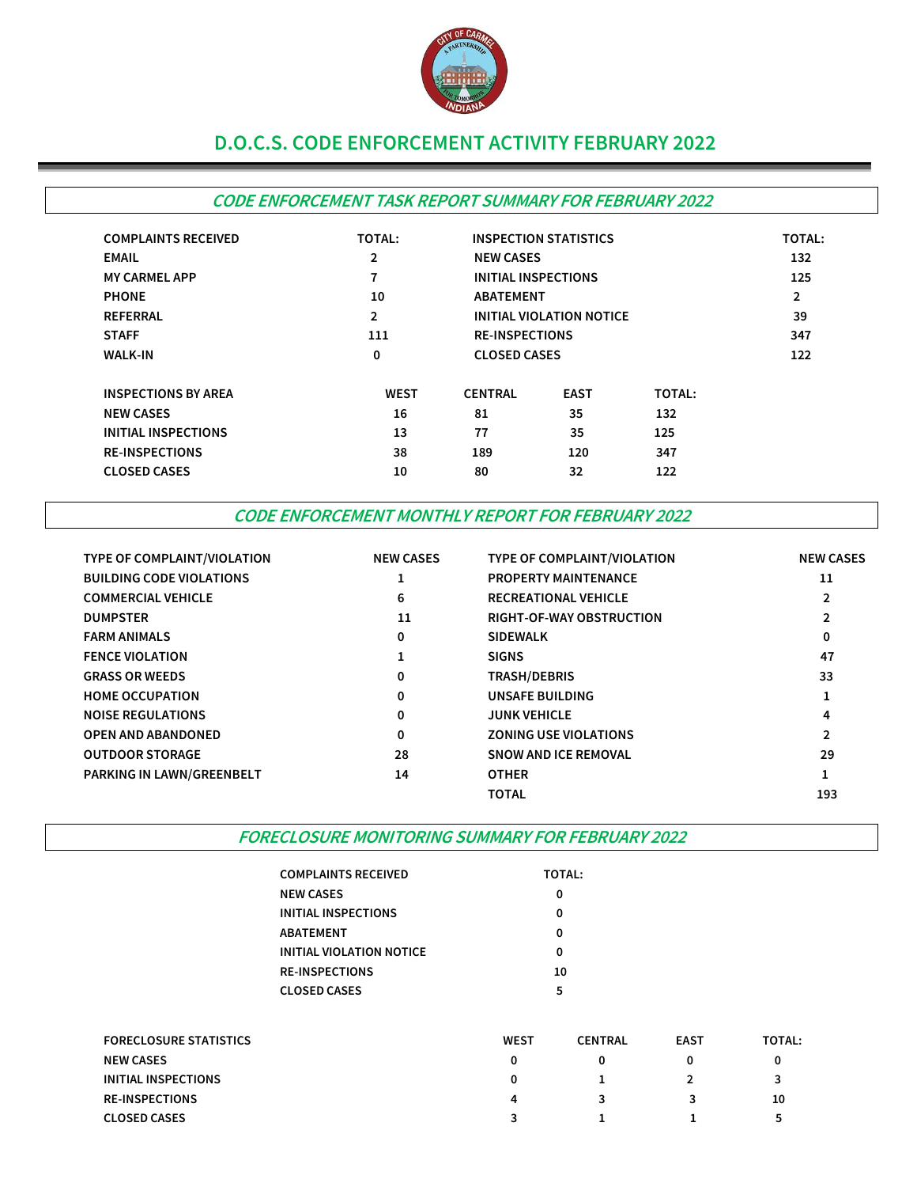# D.O.C.S. CODE ENFORCEMENT ACTIVITY FEBRUARY 2022

## *CODE ENFORCEMENT TASK REPORT SUMMARY FOR FEBRUARY 2022*

| COMPLAINTS RECEIVED | TOTAL: | INSPECTION STATISTICS | TOTAL: |
|---|---|---|---|
| EMAIL | 2 | NEW CASES | 132 |
| MY CARMEL APP | 7 | INITIAL INSPECTIONS | 125 |
| PHONE | 10 | ABATEMENT | 2 |
| REFERRAL | 2 | INITIAL VIOLATION NOTICE | 39 |
| STAFF | 111 | RE-INSPECTIONS | 347 |
| WALK-IN | 0 | CLOSED CASES | 122 |

| INSPECTIONS BY AREA | WEST | CENTRAL | EAST | TOTAL: |
|---|---|---|---|---|
| NEW CASES | 16 | 81 | 35 | 132 |
| INITIAL INSPECTIONS | 13 | 77 | 35 | 125 |
| RE-INSPECTIONS | 38 | 189 | 120 | 347 |
| CLOSED CASES | 10 | 80 | 32 | 122 |

## *CODE ENFORCEMENT MONTHLY REPORT FOR FEBRUARY 2022*

| TYPE OF COMPLAINT/VIOLATION | NEW CASES | TYPE OF COMPLAINT/VIOLATION | NEW CASES |
|---|---|---|---|
| BUILDING CODE VIOLATIONS | 1 | PROPERTY MAINTENANCE | 11 |
| COMMERCIAL VEHICLE | 6 | RECREATIONAL VEHICLE | 2 |
| DUMPSTER | 11 | RIGHT-OF-WAY OBSTRUCTION | 2 |
| FARM ANIMALS | 0 | SIDEWALK | 0 |
| FENCE VIOLATION | 1 | SIGNS | 47 |
| GRASS OR WEEDS | 0 | TRASH/DEBRIS | 33 |
| HOME OCCUPATION | 0 | UNSAFE BUILDING | 1 |
| NOISE REGULATIONS | 0 | JUNK VEHICLE | 4 |
| OPEN AND ABANDONED | 0 | ZONING USE VIOLATIONS | 2 |
| OUTDOOR STORAGE | 28 | SNOW AND ICE REMOVAL | 29 |
| PARKING IN LAWN/GREENBELT | 14 | OTHER | 1 |
| | | TOTAL | 193 |

## *FORECLOSURE MONITORING SUMMARY FOR FEBRUARY 2022*

| COMPLAINTS RECEIVED | TOTAL: |
|---|---|
| NEW CASES | 0 |
| INITIAL INSPECTIONS | 0 |
| ABATEMENT | 0 |
| INITIAL VIOLATION NOTICE | 0 |
| RE-INSPECTIONS | 10 |
| CLOSED CASES | 5 |

| FORECLOSURE STATISTICS | WEST | CENTRAL | EAST | TOTAL: |
|---|---|---|---|---|
| NEW CASES | 0 | 0 | 0 | 0 |
| INITIAL INSPECTIONS | 0 | 1 | 2 | 3 |
| RE-INSPECTIONS | 4 | 3 | 3 | 10 |
| CLOSED CASES | 3 | 1 | 1 | 5 |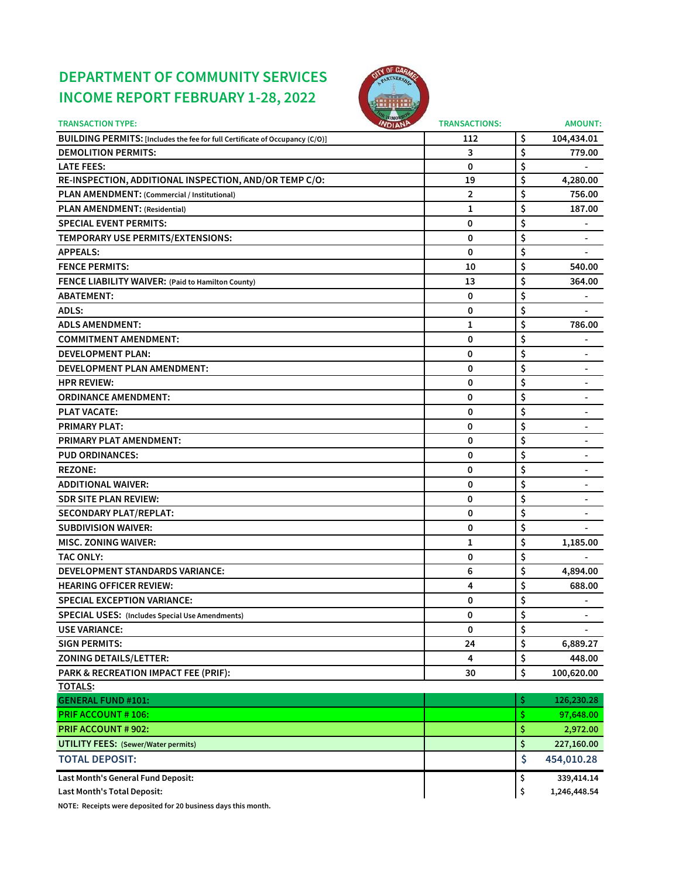# DEPARTMENT OF COMMUNITY SERVICES
# INCOME REPORT FEBRUARY 1-28, 2022

| TRANSACTION TYPE: | TRANSACTIONS: | AMOUNT: |
|---|---|---|
| **BUILDING PERMITS:** [Includes the fee for full Certificate of Occupancy (C/O)] | 112 | $ 104,434.01 |
| **DEMOLITION PERMITS:** | 3 | $ 779.00 |
| **LATE FEES:** | 0 | $ - |
| **RE-INSPECTION, ADDITIONAL INSPECTION, AND/OR TEMP C/O:** | 19 | $ 4,280.00 |
| **PLAN AMENDMENT:** (Commercial / Institutional) | 2 | $ 756.00 |
| **PLAN AMENDMENT:** (Residential) | 1 | $ 187.00 |
| **SPECIAL EVENT PERMITS:** | 0 | $ - |
| **TEMPORARY USE PERMITS/EXTENSIONS:** | 0 | $ - |
| **APPEALS:** | 0 | $ - |
| **FENCE PERMITS:** | 10 | $ 540.00 |
| **FENCE LIABILITY WAIVER:** (Paid to Hamilton County) | 13 | $ 364.00 |
| **ABATEMENT:** | 0 | $ - |
| **ADLS:** | 0 | $ - |
| **ADLS AMENDMENT:** | 1 | $ 786.00 |
| **COMMITMENT AMENDMENT:** | 0 | $ - |
| **DEVELOPMENT PLAN:** | 0 | $ - |
| **DEVELOPMENT PLAN AMENDMENT:** | 0 | $ - |
| **HPR REVIEW:** | 0 | $ - |
| **ORDINANCE AMENDMENT:** | 0 | $ - |
| **PLAT VACATE:** | 0 | $ - |
| **PRIMARY PLAT:** | 0 | $ - |
| **PRIMARY PLAT AMENDMENT:** | 0 | $ - |
| **PUD ORDINANCES:** | 0 | $ - |
| **REZONE:** | 0 | $ - |
| **ADDITIONAL WAIVER:** | 0 | $ - |
| **SDR SITE PLAN REVIEW:** | 0 | $ - |
| **SECONDARY PLAT/REPLAT:** | 0 | $ - |
| **SUBDIVISION WAIVER:** | 0 | $ - |
| **MISC. ZONING WAIVER:** | 1 | $ 1,185.00 |
| **TAC ONLY:** | 0 | $ - |
| **DEVELOPMENT STANDARDS VARIANCE:** | 6 | $ 4,894.00 |
| **HEARING OFFICER REVIEW:** | 4 | $ 688.00 |
| **SPECIAL EXCEPTION VARIANCE:** | 0 | $ - |
| **SPECIAL USES:** (Includes Special Use Amendments) | 0 | $ - |
| **USE VARIANCE:** | 0 | $ - |
| **SIGN PERMITS:** | 24 | $ 6,889.27 |
| **ZONING DETAILS/LETTER:** | 4 | $ 448.00 |
| **PARK & RECREATION IMPACT FEE (PRIF):** | 30 | $ 100,620.00 |
| **TOTALS:** | | |
| **GENERAL FUND #101:** | | $ 126,230.28 |
| **PRIF ACCOUNT # 106:** | | $ 97,648.00 |
| **PRIF ACCOUNT # 902:** | | $ 2,972.00 |
| **UTILITY FEES:** (Sewer/Water permits) | | $ 227,160.00 |
| **TOTAL DEPOSIT:** | | $ 454,010.28 |
| **Last Month's General Fund Deposit:** | | $ 339,414.14 |
| **Last Month's Total Deposit:** | | $ 1,246,448.54 |

**NOTE: Receipts were deposited for 20 business days this month.**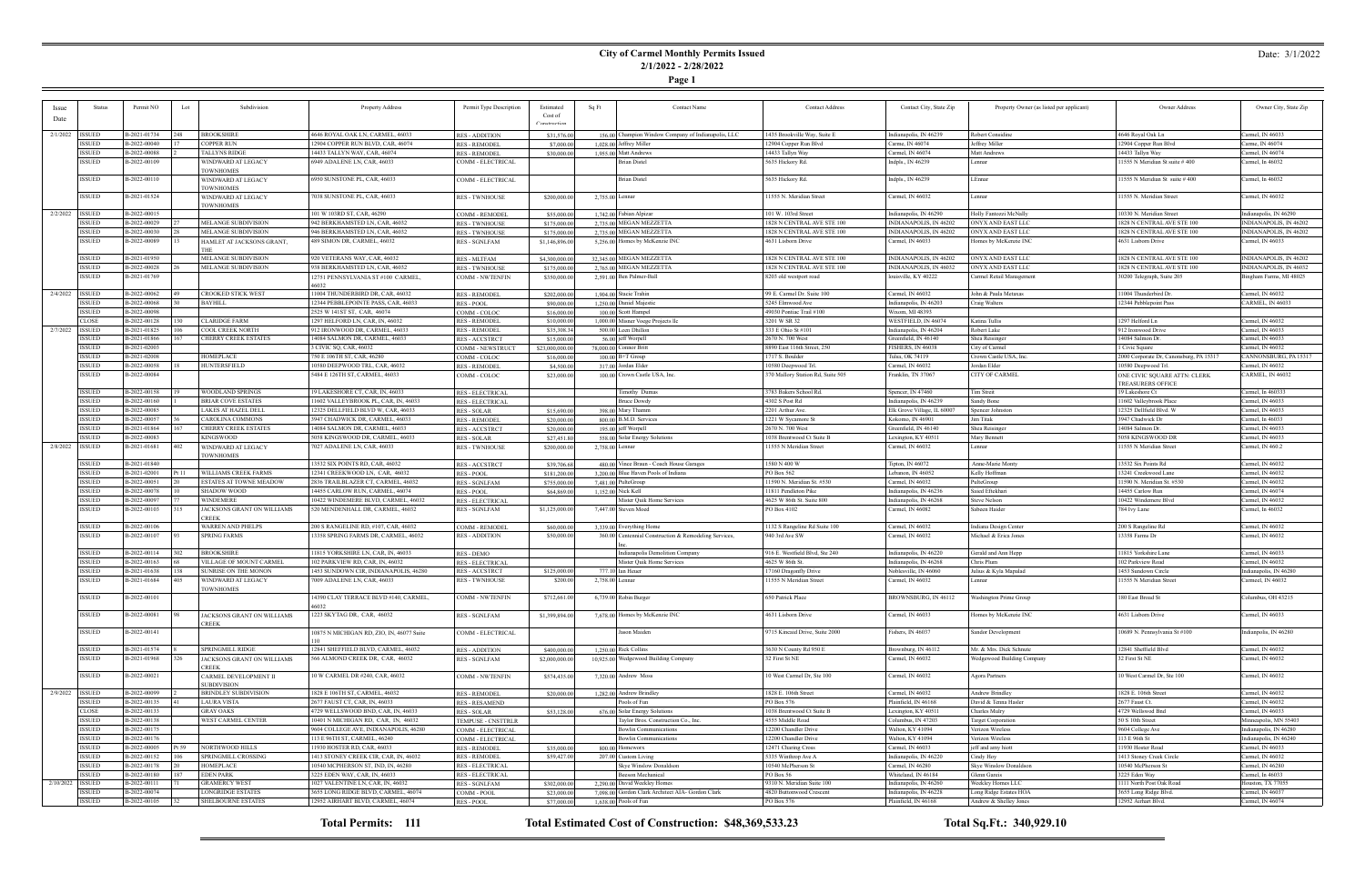# City of Carmel Monthly Permits Issued

**2/1/2022 - 2/28/2022**

Date: 3/1/2022

| Issue Date | Status | Permit NO | Lot | Subdivision | Property Address | Permit Type Description | Estimated Cost of Construction | Sq Ft | Contact Name | Contact Address | Contact City, State Zip | Property Owner (as listed per applicant) | Owner Address | Owner City, State Zip |
|---|---|---|---|---|---|---|---|---|---|---|---|---|---|---|
| 2/1/2022 | ISSUED | B-2021-01734 | 248 | BROOKSHIRE | 4646 ROYAL OAK LN, CARMEL, 46033 | RES - ADDITION | $31,576.00 | 356.00 | Champion Window Company of Indianapolis, LLC | 1435 Brookville Way, Suite E | Indianapolis, IN 46239 | Robert Considine | 4646 Royal Oak Ln | Carmel, IN 46033 |
| | ISSUED | B-2022-00040 | 17 | COPPER RUN | 12904 COPPER RUN BLVD, CAR, 46074 | RES - REMODEL | $7,000.00 | 1,028.00 | Jeffrey Miller | 12904 Copper Run Blvd | Carme, IN 46074 | Jeffrey Miller | 12904 Copper Run Blvd | Carme, IN 46074 |
| | ISSUED | B-2022-00088 | 2 | TALLYNS RIDGE | 14433 TALLYN WAY, CAR, 46074 | RES - REMODEL | $30,000.00 | 1,955.00 | Matt Andrews | 14433 Tallyn Way | Carmel, IN 46074 | Matt Andrews | 14433 Tallyn Way | Carmel, IN 46074 |
| | ISSUED | B-2022-00109 | | WINDWARD AT LEGACY TOWNHOMES | 6949 ADALENE LN, CAR, 46033 | COMM - ELECTRICAL | | | Brian Distel | 5635 Hickory Rd. | Indpls., IN 46239 | Lennar | 11555 N Meridian St suite # 400 | Carmel, In 46032 |
| | ISSUED | B-2022-00110 | | WINDWARD AT LEGACY TOWNHOMES | 6950 SUNSTONE PL, CAR, 46033 | COMM - ELECTRICAL | | | Brian Distel | 5635 Hickory Rd. | Indpls., IN 46239 | LEnnar | 11555 N Meridian St suite # 400 | Carmel, In 46032 |
| | ISSUED | B-2021-01524 | | WINDWARD AT LEGACY TOWNHOMES | 7038 SUNSTONE PL, CAR, 46033 | RES - TWNHOUSE | $200,000.00 | 2,755.00 | Lennar | 11555 N. Meridian Street | Carmel, IN 46032 | Lennar | 11555 N. Meridian Street | Carmel, IN 46032 |
| 2/2/2022 | ISSUED | B-2022-00015 | | | 101 W 103RD ST, CAR, 46290 | COMM - REMODEL | $55,000.00 | 1,742.00 | Fabian Alpizar | 101 W. 103rd Street | Indianapolis, IN 46290 | Holly Fantozzi McNally | 10330 N. Meridian Street | Indianapolis, IN 46290 |
| | ISSUED | B-2022-00029 | 27 | MELANGE SUBDIVISION | 942 BERKHAMSTED LN, CAR, 46032 | RES - TWNHOUSE | $175,000.00 | 2,735.00 | MEGAN MEZZETTA | 1828 N CENTRAL AVE STE 100 | INDIANAPOLIS, IN 46202 | ONYX AND EAST LLC | 1828 N CENTRAL AVE STE 100 | INDIANAPOLIS, IN 46202 |
| | ISSUED | B-2022-00030 | 28 | MELANGE SUBDIVISION | 946 BERKHAMSTED LN, CAR, 46032 | RES - TWNHOUSE | $175,000.00 | 2,735.00 | MEGAN MEZZETTA | 1828 N CENTRAL AVE STE 100 | INDIANAPOLIS, IN 46202 | ONYX AND EAST LLC | 1828 N CENTRAL AVE STE 100 | INDIANAPOLIS, IN 46202 |
| | ISSUED | B-2022-00089 | 15 | HAMLET AT JACKSONS GRANT, THE | 489 SIMON DR, CARMEL, 46032 | RES - SGNLFAM | $1,146,896.00 | 5,256.00 | Homes by McKenzie INC | 4631 Lisborn Drive | Carmel, IN 46033 | Homes by McKenzie INC | 4631 Lisborn Drive | Carmel, IN 46033 |
| | ISSUED | B-2021-01950 | | MELANGE SUBDIVISION | 920 VETERANS WAY, CAR, 46032 | RES - MLTFAM | $4,300,000.00 | 32,345.00 | MEGAN MEZZETTA | 1828 N CENTRAL AVE STE 100 | INDIANAPOLIS, IN 46202 | ONYX AND EAST LLC | 1828 N CENTRAL AVE STE 100 | INDIANAPOLIS, IN 46202 |
| | ISSUED | B-2022-00028 | 26 | MELANGE SUBDIVISION | 938 BERKHAMSTED LN, CAR, 46032 | RES - TWNHOUSE | $175,000.00 | 2,765.00 | MEGAN MEZZETTA | 1828 N CENTRAL AVE STE 100 | INDIANAPOLIS, IN 46032 | ONYX AND EAST LLC | 1828 N CENTRAL AVE STE 100 | INDIANAPOLIS, IN 46032 |
| | ISSUED | B-2021-01769 | | | 12751 PENNSYLVANIA ST #100, CARMEL, 46032 | COMM - NWTENFIN | $350,000.00 | 2,591.00 | Ben Palmer-Ball | 8203 old westport road | louisville, KY 40222 | Carmel Retail Management | 30200 Telegraph, Suite 205 | Bingham Farms, MI 48025 |
| 2/4/2022 | ISSUED | B-2022-00062 | 49 | CROOKED STICK WEST | 11004 THUNDERBIRD DR, CAR, 46032 | RES - REMODEL | $202,000.00 | 1,904.00 | Stacie Trabin | 99 E. Carmel Dr. Suite 100 | Carmel, IN 46032 | John & Paula Metaxas | 11004 Thunderbird Dr. | Carmel, IN 46032 |
| | ISSUED | B-2022-00068 | 30 | BAYHILL | 12344 PEBBLEPOINTE PASS, CAR, 46033 | RES - POOL | $90,000.00 | 1,250.00 | Daniel Majestic | 5245 Elmwood Ave | Indianapolis, IN 46203 | Craig Walters | 12344 Pebblepoint Pass | CARMEL, IN 46033 |
| | ISSUED | B-2022-00098 | | | 2525 W 141ST ST, CAR, 46074 | COMM - COLOC | $16,000.00 | 100.00 | Scott Hampel | 49030 Pontiac Trail #100 | Wixom, MI 48393 | | | |
| | CLOSE | B-2022-00128 | 130 | CLARIDGE FARM | 1297 HELFORD LN, CAR, IN, 46032 | RES - REMODEL | $10,000.00 | 1,000.00 | Munsee Vesgo Projects llc | 3201 W SR 32 | WESTFIELD, IN 46074 | Katina Tullis | 1297 Helford Ln | Carmel, IN 46032 |
| 2/7/2022 | ISSUED | B-2021-01825 | 106 | COOL CREEK NORTH | 912 IRONWOOD DR, CARMEL, 46033 | RES - REMODEL | $35,308.34 | 500.00 | Leon Dhillon | 333 E Ohio St #101 | Indianapolis, IN 46204 | Robert Lake | 912 Ironwood Drive | Carmel, IN 46033 |
| | ISSUED | B-2021-01866 | 167 | CHERRY CREEK ESTATES | 14084 SALMON DR, CARMEL, 46033 | RES - ACCSTRCT | $15,000.00 | 56.00 | jeff Weirpell | 2670 N. 700 West | Greenfield, IN 46140 | Shea Reisinger | 14084 Salmon Dr. | Carmel, IN 46033 |
| | ISSUED | B-2021-02003 | | | 3 CIVIC SQ, CAR, 46032 | COMM - NEWSTRUCT | $23,000,000.00 | 78,000.00 | Connor Britt | 8890 East 116th Street, 250 | FISHERS, IN 46038 | City of Carmel | 1 Civic Square | Carmel, IN 46032 |
| | ISSUED | B-2021-02008 | | HOMEPLACE | 750 E 106TH ST, CAR, 46280 | COMM - COLOC | $16,000.00 | 100.00 | B+T Group | 1717 S. Boulder | Tulsa, OK 74119 | Crown Castle USA, Inc. | 2000 Corporate Dr, Canonsburg, PA 15317 | CANNONSBURG, PA 15317 |
| | ISSUED | B-2022-00058 | 18 | HUNTERSFIELD | 10580 DEEPWOOD TRL, CAR, 46032 | RES - REMODEL | $4,500.00 | 317.00 | Jordan Elder | 10580 Deepwood Trl. | Carmel, IN 46032 | Jordan Elder | 10580 Deepwood Trl. | Carmel, IN 46032 |
| | ISSUED | B-2022-00084 | | | 5484 E 126TH ST, CARMEL, 46033 | COMM - COLOC | $23,000.00 | 100.00 | Crown Castle USA, Inc. | 370 Mallory Station Rd, Suite 505 | Franklin, TN 37067 | CITY OF CARMEL | ONE CIVIC SQUARE ATTN: CLERK TREASURERS OFFICE | CARMEL, IN 46032 |
| | ISSUED | B-2022-00158 | 19 | WOODLAND SPRINGS | 19 LAKESHORE CT, CAR, IN, 46033 | RES - ELECTRICAL | | | Timothy Dumas | 3783 Bakers School Rd. | Spencer, IN 47460 | Tim Street | 19 Lakeshore Ct | Carmel, In 460333 |
| | ISSUED | B-2022-00160 | 1 | BRIAR COVE ESTATES | 11602 VALLEYBROOK PL, CAR, IN, 46033 | RES - ELECTRICAL | | | Bruce Dowdy | 4302 S Post Rd | Indianapolis, IN 46239 | Sandy Bone | 11602 Valleybrook Place | Carmel, IN 46033 |
| | ISSUED | B-2022-00085 | | LAKES AT HAZEL DELL | 12325 DELLFIELD BLVD W, CAR, 46033 | RES - SOLAR | $15,650.00 | 398.00 | Mary Thamm | 2201 Arthur Ave. | Elk Grove Village, IL 60007 | Spencer Johnston | 12325 Dellfield Blvd. W | Carmel, IN 46033 |
| | ISSUED | B-2022-00057 | 36 | CAROLINA COMMONS | 3947 CHADWICK DR, CARMEL, 46033 | RES - REMODEL | $20,000.00 | 800.00 | B.M.D. Services | 1221 W Sycamore St | Kokomo, IN 46901 | Jim Titak | 3947 Chadwick Dr | Carmel, In 46033 |
| | ISSUED | B-2021-01864 | 167 | CHERRY CREEK ESTATES | 14084 SALMON DR, CARMEL, 46033 | RES - ACCSTRCT | $20,000.00 | 195.00 | jeff Weirpell | 2670 N. 700 West | Greenfield, IN 46140 | Shea Reisinger | 14084 Salmon Dr. | Carmel, IN 46033 |
| | ISSUED | B-2022-00083 | | KINGSWOOD | 5058 KINGSWOOD DR, CARMEL, 46033 | RES - SOLAR | $27,451.80 | 558.00 | Solar Energy Solutions | 1038 Brentwood Ct Suite B | Lexington, KY 40511 | Mary Bennett | 5058 KINGSWOOD DR | Carmel, IN 46033 |
| 2/8/2022 | ISSUED | B-2021-01681 | 402 | WINDWARD AT LEGACY TOWNHOMES | 7027 ADALENE LN, CAR, 46033 | RES - TWNHOUSE | $200,000.00 | 2,758.00 | Lennar | 11555 N Meridian Street | Carmel, IN 46032 | Lennar | 11555 N Meridian Street | Carmel, IN 460.2 |
| | ISSUED | B-2021-01840 | | | 13532 SIX POINTS RD, CAR, 46032 | RES - ACCSTRCT | $39,706.68 | 480.00 | Vince Braun - Coach House Garages | 1580 N 400 W | Tipton, IN 46072 | Anne-Marie Monty | 13532 Six Points Rd | Carmel, IN 46032 |
| | ISSUED | B-2021-02001 | Pt 11 | WILLIAMS CREEK FARMS | 12341 CREEKWOOD LN, CAR, 46032 | RES - POOL | $181,200.00 | 3,200.00 | Blue Haven Pools of Indiana | PO Box 562 | Lebanon, IN 46052 | Kelly Hoffman | 13241 Creekwood Lane | Carmel, IN 46032 |
| | ISSUED | B-2022-00051 | 20 | ESTATES AT TOWNE MEADOW | 2836 TRAILBLAZER CT, CARMEL, 46032 | RES - SGNLFAM | $755,000.00 | 7,481.00 | PulteGroup | 11590 N. Meridian St. #530 | Carmel, IN 46032 | PulteGroup | 11590 N. Meridian St. #530 | Carmel, IN 46032 |
| | ISSUED | B-2022-00078 | 10 | SHADOW WOOD | 14455 CARLOW RUN, CARMEL, 46074 | RES - POOL | $64,869.00 | 1,152.00 | Nick Kell | 11811 Pendleton Pike | Indianapolis, IN 46236 | Saied Eftekhari | 14455 Carlow Run | Carmel, IN 46074 |
| | ISSUED | B-2022-00097 | 77 | WINDEMERE | 10422 WINDEMERE BLVD, CARMEL, 46032 | RES - ELECTRICAL | | | Mister Quik Home Services | 4625 W 86th St. Suite 800 | Indianapolis, IN 46268 | Steve Nelson | 10422 Windemere Blvd | Carmel, IN 46032 |
| | ISSUED | B-2022-00103 | 315 | JACKSONS GRANT ON WILLIAMS CREEK | 520 MENDENHALL DR, CARMEL, 46032 | RES - SGNLFAM | $1,125,000.00 | 7,447.00 | Steven Mood | PO Box 4102 | Carmel, IN 46082 | Sabeen Haider | 784 Ivy Lane | Carmel, In 46032 |
| | ISSUED | B-2022-00106 | | WARREN AND PHELPS | 200 S RANGELINE RD, #107, CAR, 46032 | COMM - REMODEL | $60,000.00 | 3,359.00 | Everything Home | 1132 S Rangeline Rd Suite 100 | Carmel, IN 46032 | Indiana Design Center | 200 S Rangeline Rd | Carmel, IN 46032 |
| | ISSUED | B-2022-00107 | 93 | SPRING FARMS | 13358 SPRING FARMS DR, CARMEL, 46032 | RES - ADDITION | $50,000.00 | 360.00 | Centennial Construction & Remodeling Services, Inc. | 940 3rd Ave SW | Carmel, IN 46032 | Michael & Erica Jones | 13358 Farms Dr | Carmel, IN 46032 |
| | ISSUED | B-2022-00114 | 302 | BROOKSHIRE | 11815 YORKSHIRE LN, CAR, IN, 46033 | RES - DEMO | | | Indianapolis Demolition Company | 916 E. Westfield Blvd, Ste 240 | Indianapolis, IN 46220 | Gerald and Ann Hepp | 11815 Yorkshire Lane | Carmel, IN 46033 |
| | ISSUED | B-2022-00163 | 68 | VILLAGE OF MOUNT CARMEL | 102 PARKVIEW RD, CAR, IN, 46032 | RES - ELECTRICAL | | | Mister Quik Home Services | 4625 W 86th St. | Indianapolis, IN 46268 | Chris Pliam | 102 Parkview Road | Carmel, IN 46032 |
| | ISSUED | B-2021-01638 | 138 | SUNRISE ON THE MONON | 1453 SUNDOWN CIR, INDIANAPOLIS, 46280 | RES - ACCSTRCT | $125,000.00 | 777.10 | Ian Heuer | 17160 Dragonfly Drive | Noblesville, IN 46060 | Julius & Kyla Mapalad | 1453 Sundown Circle | Indianapolis, IN 46280 |
| | ISSUED | B-2021-01684 | 405 | WINDWARD AT LEGACY TOWNHOMES | 7009 ADALENE LN, CAR, 46033 | RES - TWNHOUSE | $200.00 | 2,758.00 | Lennar | 11555 N Meridian Street | Carmel, IN 46032 | Lennar | 11555 N Meridian Street | Carmel, IN 46032 |
| | ISSUED | B-2022-00101 | | | 14390 CLAY TERRACE BLVD #140, CARMEL, 46032 | COMM - NWTENFIN | $712,661.00 | 6,739.00 | Robin Burger | 650 Patrick Place | BROWNSBURG, IN 46112 | Washington Prime Group | 180 East Broad St | Columbus, OH 43215 |
| | ISSUED | B-2022-00081 | 98 | JACKSONS GRANT ON WILLIAMS CREEK | 1223 SKYTAG DR, CAR, 46032 | RES - SGNLFAM | $1,399,894.00 | 7,678.00 | Homes by McKenzie INC | 4631 Lisborn Drive | Carmel, IN 46033 | Homes by McKenzie INC | 4631 Lisborn Drive | Carmel, IN 46033 |
| | ISSUED | B-2022-00141 | | | 10875 N MICHIGAN RD, ZIO, IN, 46077 Suite 110 | COMM - ELECTRICAL | | | Jason Maiden | 9715 Kincaid Drive, Suite 2000 | Fishers, IN 46037 | Sandor Development | 10689 N. Pennsylvania St #100 | Indianapolis, IN 46280 |
| | ISSUED | B-2021-01574 | 8 | SPRINGMILL RIDGE | 12841 SHEFFIELD BLVD, CARMEL, 46032 | RES - ADDITION | $400,000.00 | 1,250.00 | Rick Collins | 3630 N County Rd 950 E | Brownsburg, IN 46112 | Mr. & Mrs. Dirk Schnute | 12841 Sheffield Blvd | Carmel, IN 46032 |
| | ISSUED | B-2021-01968 | 326 | JACKSONS GRANT ON WILLIAMS CREEK | 566 ALMOND CREEK DR, CAR, 46032 | RES - SGNLFAM | $2,000,000.00 | 10,925.00 | Wedgewood Building Company | 32 First St NE | Carmel, IN 46032 | Wedgewood Building Company | 32 First St NE | Carmel, IN 46032 |
| | ISSUED | B-2022-00021 | | CARMEL DEVELOPMENT II SUBDIVISION | 10 W CARMEL DR #240, CAR, 46032 | COMM - NWTENFIN | $574,435.00 | 7,320.00 | Andrew Moss | 10 West Carmel Dr, Ste 100 | Carmel, IN 46032 | Agora Partners | 10 West Carmel Dr, Ste 100 | Carmel, IN 46032 |
| 2/9/2022 | ISSUED | B-2022-00099 | 2 | BRINDLEY SUBDIVISION | 1828 E 106TH ST, CARMEL, 46032 | RES - REMODEL | $20,000.00 | 1,282.00 | Andrew Brindley | 1828 E. 106th Street | Carmel, IN 46032 | Andrew Brindley | 1828 E. 106th Street | Carmel, IN 46032 |
| | ISSUED | B-2022-00135 | 41 | LAURA VISTA | 2677 FAUST CT, CAR, IN, 46033 | RES - RESAMEND | | | Pools of Fun | PO Box 576 | Plainfield, IN 46168 | David & Tenna Hasler | 2677 Faust Ct. | Carmel, IN 46032 |
| | CLOSE | B-2022-00133 | | GRAY OAKS | 4729 WELLSWOOD BND, CAR, IN, 46033 | RES - SOLAR | $53,128.00 | 676.00 | Solar Energy Solutions | 1038 Brentwood Ct Suite B | Lexington, KY 40511 | Charles Mulry | 4729 Wellswod Bnd | Carmel, IN 46033 |
| | ISSUED | B-2022-00138 | | WEST CARMEL CENTER | 10401 N MICHIGAN RD, CAR, IN, 46032 | TEMPUSE - CNSTTRLR | | | Taylor Bros. Construction Co., Inc. | 4555 Middle Road | Columbus, IN 47203 | Target Corporation | 50 S 10th Street | Minneapolis, MN 55403 |
| | ISSUED | B-2022-00175 | | | 9604 COLLEGE AVE, INDIANAPOLIS, 46280 | COMM - ELECTRICAL | | | Bowlin Communications | 12200 Chandler Drive | Walton, KY 41094 | Verizon Wireless | 9604 College Ave | Indianapolis, IN 46280 |
| | ISSUED | B-2022-00176 | | | 113 E 96TH ST, CARMEL, 46240 | COMM - ELECTRICAL | | | Bowlin Communications | 12200 Chandler Drive | Walton, KY 41094 | Verizon Wireless | 113 E 96th St | Indianapolis, IN 46240 |
| | ISSUED | B-2022-00005 | Pt 59 | NORTHWOOD HILLS | 11930 HOSTER RD, CAR, 46033 | RES - REMODEL | $35,000.00 | 800.00 | Homeworx | 12471 Charing Cross | Carmel, IN 46033 | jeff and amy Isott | 11930 Hoster Road | Carmel, IN 46033 |
| | ISSUED | B-2022-00152 | 106 | SPRINGMILL CROSSING | 1413 STONEY CREEK CIR, CAR, IN, 46032 | RES - REMODEL | $59,427.00 | 207.00 | Custom Living | 5335 Winthrop Ave A | Indianapolis, IN 46220 | Cindy Hoy | 1413 Stoney Creek Circle | Carmel, IN 46032 |
| | ISSUED | B-2022-00178 | 20 | HOMEPLACE | 10540 MCPHERSON ST, IND, IN, 46280 | RES - ELECTRICAL | | | Skye Window Donaldson | 10540 McPherson St | Carmel, IN 46280 | Skye Window Donaldson | 10540 McPherson St | Carmel, IN 46280 |
| | ISSUED | B-2022-00180 | 187 | EDEN PARK | 3225 EDEN WAY, CAR, IN, 46033 | RES - ELECTRICAL | | | Beesm Mechanical | PO Box 56 | Whiteland, IN 46184 | Glenn Ganzs | 3225 Eden Way | Carmel, In 46033 |
| 2/10/2022 | ISSUED | B-2022-00111 | 71 | GRAMERCY WEST | 1027 VALENTINE LN, CAR, IN, 46032 | RES - SGNLFAM | $302,000.00 | 2,290.00 | David Weekley Homes | 9310 N. Meridian Suite 100 | Indianapolis, IN 46260 | Weekley Homes LLC | 1111 North Post Oak Road | Houston, TX 77055 |
| | ISSUED | B-2022-00074 | | LONGRIDGE ESTATES | 3655 LONG RIDGE BLVD, CARMEL, 46074 | COMM - POOL | $23,000.00 | 7,098.00 | Gordon Clark Architect AIA- Gordon Clark | 4820 Buttonwood Crescent | Indianapolis, IN 46228 | Long Ridge Estates HOA | 3655 Long Ridge Blvd. | Carmel, IN 46037 |
| | ISSUED | B-2022-00105 | 32 | SHELBOURNE ESTATES | 12952 AIRHART BLVD, CARMEL, 46074 | RES - POOL | $77,000.00 | 1,638.00 | Pools of Fun | PO Box 576 | Plainfield, IN 46168 | Andrew & Shelley Jones | 12952 Airhart Blvd. | Carmel, IN 46074 |

**Total Permits: 111** **Total Estimated Cost of Construction: $48,369,533.23** **Total Sq.Ft.: 340,929.10**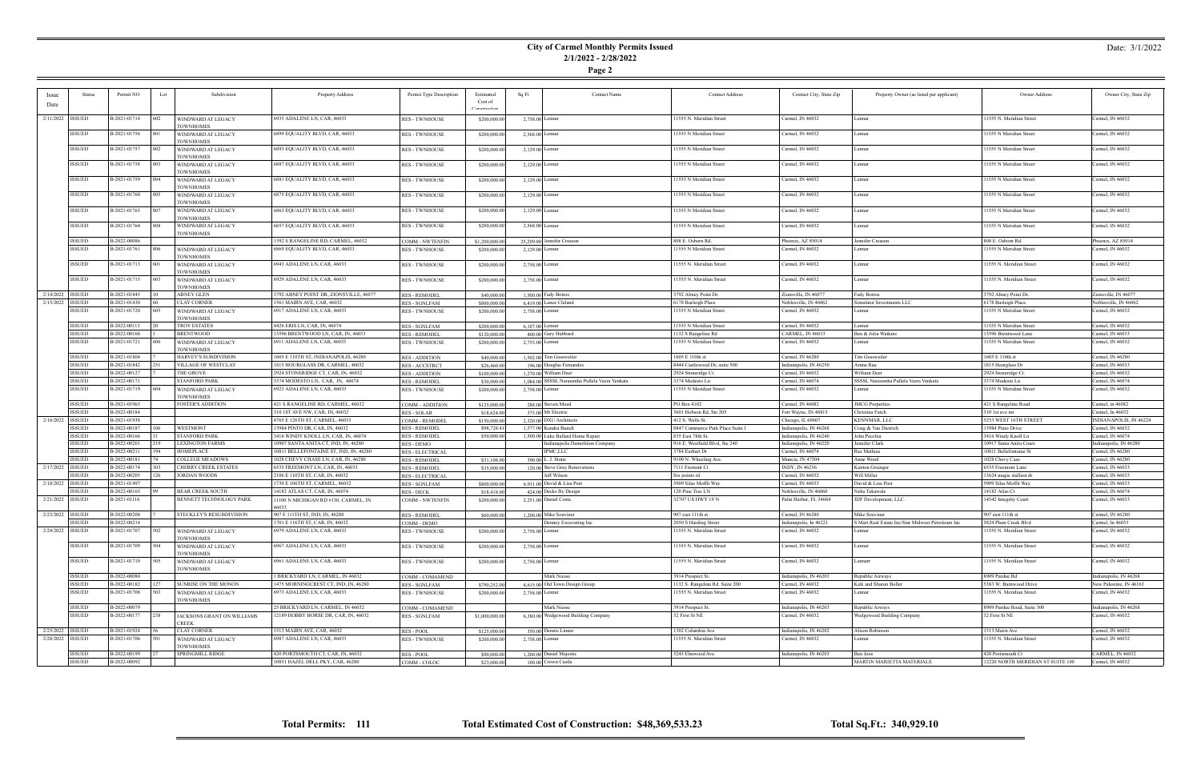# City of Carmel Monthly Permits Issued

**2/1/2022 - 2/28/2022**

Date: 3/1/2022

| Issue Date | Status | Permit NO | Lot | Subdivision | Property Address | Permit Type Description | Estimated Cost of Construction | Sq Ft | Contact Name | Contact Address | Contact City, State Zip | Property Owner (as listed per applicant) | Owner Address | Owner City, State Zip |
|---|---|---|---|---|---|---|---|---|---|---|---|---|---|---|
| 2/11/2022 | ISSUED | B-2021-01714 | 602 | WINDWARD AT LEGACY TOWNHOMES | 6935 ADALENE LN, CAR, 46033 | RES - TWNHOUSE | $200,000.00 | 2,758.00 | Lennar | 11555 N. Meridian Street | Carmel, IN 46032 | Lennar | 11555 N. Meridian Street | Carmel, IN 46032 |
| | ISSUED | B-2021-01756 | 801 | WINDWARD AT LEGACY TOWNHOMES | 6899 EQUALITY BLVD, CAR, 46033 | RES - TWNHOUSE | $200,000.00 | 2,568.00 | Lennar | 11555 N Meridian Street | Carmel, IN 46032 | Lennar | 11555 N Meridian Street | Carmel, IN 46032 |
| | ISSUED | B-2021-01757 | 802 | WINDWARD AT LEGACY TOWNHOMES | 6893 EQUALITY BLVD, CAR, 46033 | RES - TWNHOUSE | $200,000.00 | 2,129.00 | Lennar | 11555 N Meridian Street | Carmel, IN 46032 | Lennar | 11555 N Meridian Street | Carmel, IN 46032 |
| | ISSUED | B-2021-01758 | 803 | WINDWARD AT LEGACY TOWNHOMES | 6887 EQUALITY BLVD, CAR, 46033 | RES - TWNHOUSE | $200,000.00 | 2,129.00 | Lennar | 11555 N Meridian Street | Carmel, IN 46032 | Lennar | 11555 N Meridian Street | Carmel, IN 46032 |
| | ISSUED | B-2021-01759 | 804 | WINDWARD AT LEGACY TOWNHOMES | 6881 EQUALITY BLVD, CAR, 46033 | RES - TWNHOUSE | $200,000.00 | 2,129.00 | Lennar | 11555 N Meridian Street | Carmel, IN 46032 | Lennar | 11555 N Meridian Street | Carmel, IN 46032 |
| | ISSUED | B-2021-01760 | 805 | WINDWARD AT LEGACY TOWNHOMES | 6875 EQUALITY BLVD, CAR, 46033 | RES - TWNHOUSE | $200,000.00 | 2,129.00 | Lennar | 11555 N Meridian Street | Carmel, IN 46032 | Lennar | 11555 N Meridian Street | Carmel, IN 46032 |
| | ISSUED | B-2021-01763 | 807 | WINDWARD AT LEGACY TOWNHOMES | 6863 EQUALITY BLVD, CAR, 46033 | RES - TWNHOUSE | $200,000.00 | 2,129.00 | Lennar | 11555 N Meridian Street | Carmel, IN 46032 | Lennar | 11555 N Meridian Street | Carmel, IN 46032 |
| | ISSUED | B-2021-01764 | 808 | WINDWARD AT LEGACY TOWNHOMES | 6857 EQUALITY BLVD, CAR, 46033 | RES - TWNHOUSE | $200,000.00 | 2,568.00 | Lennar | 11555 N Meridian Street | Carmel, IN 46032 | Lennar | 11555 N Meridian Street | Carmel, IN 46032 |
| | ISSUED | B-2022-00086 | | | 1392 S RANGELINE RD, CARMEL, 46032 | COMM - NWTENFIN | $1,200,000.00 | 25,209.00 | Jennifer Creason | 808 E. Osborn Rd. | Phoenix, AZ 85014 | Jennifer Creason | 808 E. Osborn Rd. | Phoenix, AZ 85014 |
| | ISSUED | B-2021-01761 | 806 | WINDWARD AT LEGACY TOWNHOMES | 6869 EQUALITY BLVD, CAR, 46033 | RES - TWNHOUSE | $200,000.00 | 2,129.00 | Lennar | 11555 N Meridian Street | Carmel, IN 46032 | Lennar | 11555 N Meridian Street | Carmel, IN 46032 |
| | ISSUED | B-2021-01713 | 601 | WINDWARD AT LEGACY TOWNHOMES | 6943 ADALENE LN, CAR, 46033 | RES - TWNHOUSE | $200,000.00 | 2,758.00 | Lennar | 11555 N. Meridian Street | Carmel, IN 46032 | Lennar | 11555 N. Meridian Street | Carmel, IN 46032 |
| | ISSUED | B-2021-01715 | 603 | WINDWARD AT LEGACY TOWNHOMES | 6929 ADALENE LN, CAR, 46033 | RES - TWNHOUSE | $200,000.00 | 2,758.00 | Lennar | 11555 N. Meridian Street | Carmel, IN 46032 | Lennar | 11555 N. Meridian Street | Carmel, IN 46032 |
| 2/14/2022 | ISSUED | B-2021-01845 | 10 | ABNEY GLEN | 3792 ABNEY POINT DR, ZIONSVILLE, 46077 | RES - REMODEL | $40,000.00 | 1,800.00 | Fady Botros | 3792 Abney Point Dr. | Zionsville, IN 46077 | Fady Botros | 3792 Abney Point Dr. | Zionsville, IN 46077 |
| 2/15/2022 | ISSUED | B-2021-01430 | 60 | CLAY CORNER | 1561 MAIRN AVE, CAR, 46032 | RES - SGNLFAM | $800,000.00 | 6,419.00 | Lance Cleland | 6178 Burleigh Place | Noblesville, IN 46062 | Simulator Investments LLC | 6178 Burleigh Place | Noblesville, IN 46062 |
| | ISSUED | B-2021-01720 | 605 | WINDWARD AT LEGACY TOWNHOMES | 6917 ADALENE LN, CAR, 46033 | RES - TWNHOUSE | $200,000.00 | 2,758.00 | Lennar | 11555 N Meridian Street | Carmel, IN 46032 | Lennar | 11555 N Meridian Street | Carmel, IN 46032 |
| | ISSUED | B-2022-00113 | 20 | TROY ESTATES | 4426 ERIS LN, CAR, IN, 46074 | RES - SGNLFAM | $200,000.00 | 6,107.00 | Lennar | 11555 N Meridian Street | Carmel, IN 46032 | Lennar | 11555 N Meridian Street | Carmel, IN 46032 |
| | ISSUED | B-2022-00168 | 1 | BRENTWOOD | 13596 BRENTWOOD LN, CAR, IN, 46033 | RES - REMODEL | $120,000.00 | 400.00 | Gary Hubbard | 1132 S Rangeline Rd | CARMEL, IN 46033 | Ben & Julia Watkins | 13596 Brentwood Lane | Carmel, IN 46033 |
| | ISSUED | B-2021-01721 | 606 | WINDWARD AT LEGACY TOWNHOMES | 6911 ADALENE LN, CAR, 46033 | RES - TWNHOUSE | $200,000.00 | 2,755.00 | Lennar | 11555 N Meridian Street | Carmel, IN 46032 | Lennar | 11555 N Meridian Street | Carmel, IN 46032 |
| | ISSUED | B-2021-01804 | 7 | HARVEY'S SUBDIVISION | 1605 E 110TH ST, INDIANAPOLIS, 46280 | RES - ADDITION | $40,000.00 | 1,502.00 | Tim Gossweiler | 1605 E 110th st | Carmel, IN 46280 | Tim Gossweiler | 1605 E 110th st | Carmel, IN 46280 |
| | ISSUED | B-2021-01842 | 251 | VILLAGE OF WESTCLAY | 1815 BOURGLASS DR, CARMEL, 46032 | RES - ACCSTRCT | $26,460.00 | 196.00 | Douglas Fernandes | 8444 Castlewood Dr, suite 500 | Indianapolis, IN 46250 | Aruna Rau | 1815 Bourglass Dr | Carmel, IN 46033 |
| | ISSUED | B-2022-00127 | 7 | THE GROVE | 2924 STONERIDGE CT, CAR, IN, 46032 | RES - ADDITION | $100,000.00 | 1,270.00 | William Deer | 2924 Stoneridge Ct. | Carmel, IN 46032 | William Deer | 2924 Stoneridge Ct. | Carmel, IN 46032 |
| | ISSUED | B-2022-00171 | | STANFORD PARK | 3374 MODESTO LN, CAR, IN, 46074 | RES - REMODEL | $30,000.00 | 1,084.00 | SSSSL Narasimha Pullela Veera Venkata | 3374 Modesto Ln | Carmel, IN 46074 | SSSSL Narasimha Pullela Veera Venkata | 3374 Modesto Ln | Carmel, IN 46074 |
| | ISSUED | B-2021-01719 | 604 | WINDWARD AT LEGACY TOWNHOMES | 6923 ADALENE LN, CAR, 46033 | RES - TWNHOUSE | $200,000.00 | 2,758.00 | Lennar | 11555 N Meridian Street | Carmel, IN 46032 | Lennar | 11555 N Meridian Street | Carmel, IN 46032 |
| | ISSUED | B-2021-01963 | | FOSTER'S ADDITION | 421 S RANGELINE RD, CARMEL, 46032 | COMM - ADDITION | $125,000.00 | 288.00 | Steven Meed | PO Box 4102 | Carmel, IN 46082 | JMCG Properties | 421 S Rangeline Road | Carmel, in 46082 |
| | ISSUED | B-2022-00184 | | | 310 1ST AVE NW, CAR, IN, 46032 | RES - SOLAR | $18,624.00 | 375.00 | Mr Electric | 3601 Hobson Rd, Ste 205 | Fort Wayne, IN 46815 | Christina Futch | 310 1st ave nw | Carmel, In 46032 |
| 2/16/2022 | ISSUED | B-2021-01938 | | | 4765 E 126TH ST, CARMEL, 46033 | COMM - REMODEL | $150,000.00 | 2,320.00 | DXU Architects | 412 S. Wells St. | Chicago, IL 60607 | KENNMAR, LLC | 5253 WEST 16TH STREET | INDIANAPOLIS, IN 46224 |
| | ISSUED | B-2022-00187 | 106 | WESTMONT | 13984 PINTO DR, CAR, IN, 46032 | RES - REMODEL | $98,728.41 | 1,577.00 | Kendra Bunch | 8847 Commerce Park Place Suite J | Indianapolis, IN 46268 | Craig & Van Dietrich | 13984 Pinto Drive | Carmel, IN 46032 |
| | ISSUED | B-2022-00166 | 31 | STANFORD PARK | 3416 WINDY KNOLL LN, CAR, IN, 46074 | RES - REMODEL | $50,000.00 | 1,500.00 | Lake Ballard Home Repair | 835 East 78th St. | Indianapolis, IN 46240 | John Pecchia | 3416 Windy Knoll Ln | Carmel, IN 46074 |
| | ISSUED | B-2022-00201 | 219 | LEXINGTON FARMS | 10907 SANTA ANITA CT, IND, IN, 46280 | RES - DEMO | | | Indianapolis Demolition Company | 916 E. Westfield Blvd, Ste 240 | Indianapolis, IN 46220 | Jennifer Clark | 10917 Santa Anita Court | Indianapolis, IN 46280 |
| | ISSUED | B-2022-00211 | 194 | HOMEPLACE | 10811 BELLEFONTAINE ST, IND, IN, 46280 | RES - ELECTRICAL | | | IPMC,LLC | 3784 Earhart Dr | Carmel, IN 46074 | Rae Matheus | 10811 Bellefontaine St | Carmel, IN 46280 |
| | ISSUED | B-2022-00181 | 74 | COLLEGE MEADOWS | 1028 CHEVY CHASE LN, CAR, IN, 46280 | RES - REMODEL | $31,108.00 | 390.00 | L. J. Stone | 9100 N. Wheeling Ave. | Muncie, IN 47304 | Anne Wood | 1028 Chevy Case | Carmel, IN 46280 |
| 2/17/2022 | ISSUED | B-2022-00174 | 303 | CHERRY CREEK ESTATES | 6535 FREEMONT LN, CAR, IN, 46033 | RES - REMODEL | $35,000.00 | 120.00 | Steve Gray Renovations | 7111 Fremont Ct | INDY, IN 46256 | Kenton Grainger | 6535 Freemont Lane | Carmel, IN 46033 |
| | ISSUED | B-2022-00205 | 126 | JORDAN WOODS | 2106 E 110TH ST, CAR, IN, 46032 | RES - ELECTRICAL | | | Jeff Wilson | Six points rd | Carmel, IN 46032 | Will Miller | 13624 magic stallion dr | Carmel, IN 46033 |
| 2/18/2022 | ISSUED | B-2021-01497 | | | 1730 E 106TH ST, CARMEL, 46032 | RES - SGNLFAM | $800,000.00 | 6,911.00 | David & Lisa Post | 5909 Silas Moffit Way | Carmel, IN 46033 | David & Lisa Post | 5909 Silas Moffit Way | Carmel, IN 46033 |
| | ISSUED | B-2022-00165 | 99 | BEAR CREEK SOUTH | 14182 ATLAS CT, CAR, IN, 46074 | RES - DECK | $18,418.00 | 424.00 | Decks By Design | 120 Pine Tree LN | Noblesville, IN 46060 | Neha Takawale | 14182 Atlas Ct | Carmel, IN 46074 |
| 2/21/2022 | ISSUED | B-2021-01116 | | BENNETT TECHNOLOGY PARK | 11100 N MICHIGAN RD #130, CARMEL, IN 46033 | COMM - NWTENFIN | $200,000.00 | 2,251.00 | Daniel Costa | 32707 US HWY 19 N | Palm Harbor, FL 34684 | JDF Development, LLC | 14542 Integrity Court | Carmel, IN 46033 |
| 2/23/2022 | ISSUED | B-2022-00208 | | STECKLEY'S RESUBDIVISION | 907 E 111TH ST, IND, IN, 46280 | RES - REMODEL | $60,000.00 | 1,200.00 | Mike Souviner | 907 east 111th st | Carmel, IN 46280 | Mike Souviner | 907 east 111th st | Carmel, IN 46280 |
| | ISSUED | B-2022-00214 | | | 1701 E 116TH ST, CAR, IN, 46032 | COMM - DEMO | | | Denney Excavating Inc | 2050 S Harding Street | Indianapolis, In 46221 | S Mart Real Estate Inc/Star Midwest Petroleum Inc | 5824 Plum Creek Blvd | Carmel, In 46033 |
| 2/24/2022 | ISSUED | B-2021-01707 | 502 | WINDWARD AT LEGACY TOWNHOMES | 6979 ADALENE LN, CAR, 46033 | RES - TWNHOUSE | $200,000.00 | 2,758.00 | Lennar | 11555 N. Meridian Street | Carmel, IN 46032 | Lennar | 11555 N. Meridian Street | Carmel, IN 46032 |
| | ISSUED | B-2021-01709 | 504 | WINDWARD AT LEGACY TOWNHOMES | 6967 ADALENE LN, CAR, 46033 | RES - TWNHOUSE | $200,000.00 | 2,758.00 | Lennar | 11555 N. Meridian Street | Carmel, IN 46032 | Lennar | 11555 N. Meridian Street | Carmel, IN 46032 |
| | ISSUED | B-2021-01710 | 505 | WINDWARD AT LEGACY TOWNHOMES | 6961 ADALENE LN, CAR, 46033 | RES - TWNHOUSE | $200,000.00 | 2,758.00 | Lennar | 11555 N. Meridian Street | Carmel, IN 46032 | Lennarr | 11555 N. Meridian Street | Carmel, IN 46032 |
| | ISSUED | B-2022-00080 | | | 1 BRICKYARD LN, CARMEL, IN 46032 | COMM - COMAMEND | | | Mark Niesse | 3914 Prospect St. | Indianapolis, IN 46203 | Republic Airways | 8909 Purdue Rd | Indianapolis, IN 46268 |
| | ISSUED | B-2022-00182 | 127 | SUNRISE ON THE MONON | 1475 MORNINGCREST CT, IND, IN, 46280 | RES - SGNLFAM | $790,252.00 | 4,615.00 | Old Town Design Group | 1132 S. Rangeline Rd. Suite 200 | Carmel, IN 46032 | Kirk and Sharon Boller | 5383 W. Barnwood Drive | New Palestine, IN 46163 |
| | ISSUED | B-2021-01708 | 503 | WINDWARD AT LEGACY TOWNHOMES | 6973 ADALENE LN, CAR, 46033 | RES - TWNHOUSE | $200,000.00 | 2,758.00 | Lennar | 11555 N. Meridian Street | Carmel, IN 46032 | Lennar | 11555 N. Meridian Street | Carmel, IN 46032 |
| | ISSUED | B-2022-00079 | | | 25 BRICKYARD LN, CARMEL, IN 46032 | COMM - COMAMEND | | | Mark Niesse | 3914 Prospect St. | Indianapolis, IN 46203 | Republic Airways | 8909 Purdue Road, Suite 300 | Indianapolis, IN 46268 |
| | ISSUED | B-2022-00177 | 238 | JACKSONS GRANT ON WILLIAMS CREEK | 12189 HOBBY HORSE DR, CAR, IN, 46032 | RES - SGNLFAM | $1,000,000.00 | 6,380.00 | Wedgewood Building Company | 32 First St NE | Carmel, IN 46032 | Wedgewood Building Company | 32 First St NE | Carmel, IN 46032 |
| 2/25/2022 | ISSUED | B-2021-01924 | 56 | CLAY CORNER | 1513 MAIRN AVE, CAR, 46032 | RES - POOL | $125,000.00 | 350.00 | Dennis Linner | 1302 Columbia Ave | Indianapolis, IN 46202 | Alison Robinson | 1513 Mairn Ave | Carmel, IN 46032 |
| 2/28/2022 | ISSUED | B-2021-01706 | 501 | WINDWARD AT LEGACY TOWNHOMES | 6987 ADALENE LN, CAR, 46033 | RES - TWNHOUSE | $200,000.00 | 2,758.00 | Lennar | 11555 N. Meridian Street | Carmel, IN 46032 | Lennar | 11555 N. Meridian Street | Carmel, IN 46032 |
| | ISSUED | B-2022-00199 | 27 | SPRINGMILL RIDGE | 420 PORTSMOUTH CT, CAR, IN, 46032 | RES - POOL | $90,000.00 | 1,200.00 | Daniel Majestic | 5245 Elmwood Ave | Indianapolis, IN 46203 | Ben Joos | 420 Portsmouth Ct | CARMEL, IN 46032 |
| | ISSUED | B-2022-00092 | | | 10851 HAZEL DELL PKY, CAR, 46280 | COMM - COLOC | $23,000.00 | 100.00 | Crown Castle | | | MARTIN MARIETTA MATERIALS | 12220 NORTH MERIDIAN ST SUITE 100 | Carmel, IN 46032 |

**Total Permits: 111** **Total Estimated Cost of Construction: $48,369,533.23** **Total Sq.Ft.: 340,929.10**